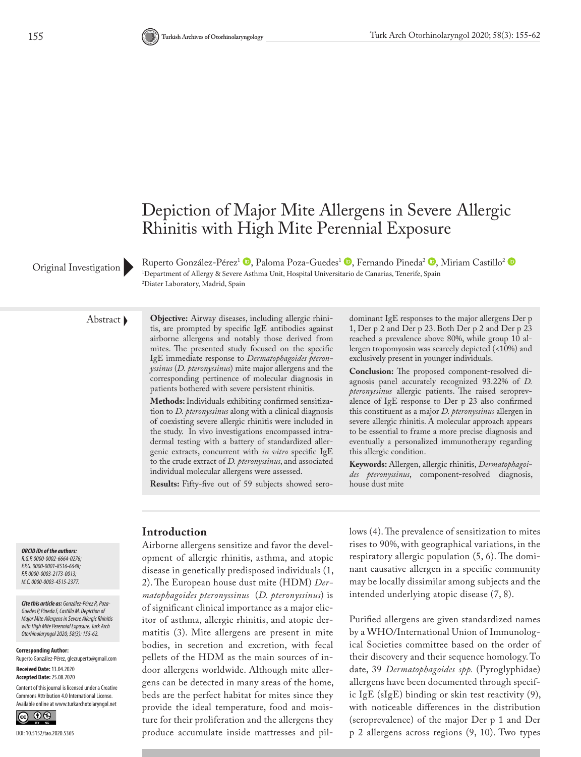# Depiction of Major Mite Allergens in Severe Allergic Rhinitis with High Mite Perennial Exposure

Original Investigation

Ruperto González-Pérez[1], Paloma Poza-Guedes[1], Fernando Pineda[2], Miriam Castillo[2]

[1]Department of Allergy & Severe Asthma Unit, Hospital Universitario de Canarias, Tenerife, Spain

[2]Diater Laboratory, Madrid, Spain

## Abstract

**Objective:** Airway diseases, including allergic rhinitis, are prompted by specific IgE antibodies against airborne allergens and notably those derived from mites. The presented study focused on the specific IgE immediate response to *Dermatophagoides pteronyssinus* (*D. pteronyssinus*) mite major allergens and the corresponding pertinence of molecular diagnosis in patients bothered with severe persistent rhinitis.

**Methods:** Individuals exhibiting confirmed sensitization to *D. pteronyssinus* along with a clinical diagnosis of coexisting severe allergic rhinitis were included in the study. In vivo investigations encompassed intradermal testing with a battery of standardized allergenic extracts, concurrent with *in vitro* specific IgE to the crude extract of *D. pteronyssinus*, and associated individual molecular allergens were assessed.

**Results:** Fifty-five out of 59 subjects showed sero-dominant IgE responses to the major allergens Der p 1, Der p 2 and Der p 23. Both Der p 2 and Der p 23 reached a prevalence above 80%, while group 10 allergen tropomyosin was scarcely depicted (<10%) and exclusively present in younger individuals.

**Conclusion:** The proposed component-resolved diagnosis panel accurately recognized 93.22% of *D. pteronyssinus* allergic patients. The raised seroprevalence of IgE response to Der p 23 also confirmed this constituent as a major *D. pteronyssinus* allergen in severe allergic rhinitis. A molecular approach appears to be essential to frame a more precise diagnosis and eventually a personalized immunotherapy regarding this allergic condition.

**Keywords:** Allergen, allergic rhinitis, *Dermatophagoides pteronyssinus*, component-resolved diagnosis, house dust mite

***ORCID iDs of the authors:***
*R.G.P. 0000-0002-6664-0276;*
*P.P.G. 0000-0001-8516-6648;*
*F.P. 0000-0003-2173-0013;*
*M.C. 0000-0003-4515-2377.*

***Cite this article as:*** *González-Pérez R, Poza-Guedes P, Pineda F, Castillo M. Depiction of Major Mite Allergens in Severe Allergic Rhinitis with High Mite Perennial Exposure. Turk Arch Otorhinolaryngol 2020; 58(3): 155-62.*

**Corresponding Author:**
Ruperto González-Pérez, glezruperto@gmail.com

**Received Date:** 13.04.2020
**Accepted Date:** 25.08.2020

Content of this journal is licensed under a Creative Commons Attribution 4.0 International License. Available online at www.turkarchotolaryngol.net

DOI: 10.5152/tao.2020.5365

## Introduction

Airborne allergens sensitize and favor the development of allergic rhinitis, asthma, and atopic disease in genetically predisposed individuals (1, 2). The European house dust mite (HDM) *Dermatophagoides pteronyssinus* (*D. pteronyssinus*) is of significant clinical importance as a major elicitor of asthma, allergic rhinitis, and atopic dermatitis (3). Mite allergens are present in mite bodies, in secretion and excretion, with fecal pellets of the HDM as the main sources of indoor allergens worldwide. Although mite allergens can be detected in many areas of the home, beds are the perfect habitat for mites since they provide the ideal temperature, food and moisture for their proliferation and the allergens they produce accumulate inside mattresses and pillows (4). The prevalence of sensitization to mites rises to 90%, with geographical variations, in the respiratory allergic population (5, 6). The dominant causative allergen in a specific community may be locally dissimilar among subjects and the intended underlying atopic disease (7, 8).

Purified allergens are given standardized names by a WHO/International Union of Immunological Societies committee based on the order of their discovery and their sequence homology. To date, 39 *Dermatophagoides spp.* (Pyroglyphidae) allergens have been documented through specific IgE (sIgE) binding or skin test reactivity (9), with noticeable differences in the distribution (seroprevalence) of the major Der p 1 and Der p 2 allergens across regions (9, 10). Two types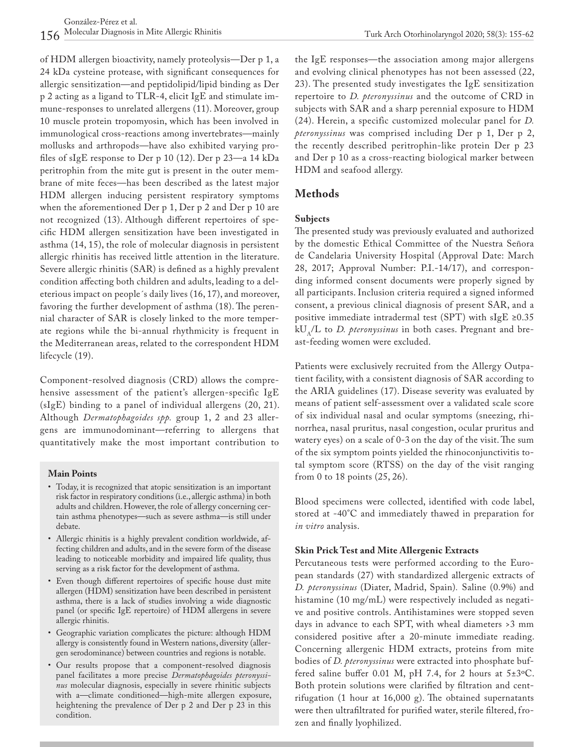of HDM allergen bioactivity, namely proteolysis—Der p 1, a 24 kDa cysteine protease, with significant consequences for allergic sensitization—and peptidolipid/lipid binding as Der p 2 acting as a ligand to TLR-4, elicit IgE and stimulate immune-responses to unrelated allergens (11). Moreover, group 10 muscle protein tropomyosin, which has been involved in immunological cross-reactions among invertebrates—mainly mollusks and arthropods—have also exhibited varying profiles of sIgE response to Der p 10 (12). Der p 23—a 14 kDa peritrophin from the mite gut is present in the outer membrane of mite feces—has been described as the latest major HDM allergen inducing persistent respiratory symptoms when the aforementioned Der p 1, Der p 2 and Der p 10 are not recognized (13). Although different repertoires of specific HDM allergen sensitization have been investigated in asthma (14, 15), the role of molecular diagnosis in persistent allergic rhinitis has received little attention in the literature. Severe allergic rhinitis (SAR) is defined as a highly prevalent condition affecting both children and adults, leading to a deleterious impact on people´s daily lives (16, 17), and moreover, favoring the further development of asthma (18). The perennial character of SAR is closely linked to the more temperate regions while the bi-annual rhythmicity is frequent in the Mediterranean areas, related to the correspondent HDM lifecycle (19).

Component-resolved diagnosis (CRD) allows the comprehensive assessment of the patient's allergen-specific IgE (sIgE) binding to a panel of individual allergens (20, 21). Although *Dermatophagoides spp.* group 1, 2 and 23 allergens are immunodominant—referring to allergens that quantitatively make the most important contribution to the IgE responses—the association among major allergens and evolving clinical phenotypes has not been assessed (22, 23). The presented study investigates the IgE sensitization repertoire to *D. pteronyssinus* and the outcome of CRD in subjects with SAR and a sharp perennial exposure to HDM (24). Herein, a specific customized molecular panel for *D. pteronyssinus* was comprised including Der p 1, Der p 2, the recently described peritrophin-like protein Der p 23 and Der p 10 as a cross-reacting biological marker between HDM and seafood allergy.

**Main Points**

- Today, it is recognized that atopic sensitization is an important risk factor in respiratory conditions (i.e., allergic asthma) in both adults and children. However, the role of allergy concerning certain asthma phenotypes—such as severe asthma—is still under debate.
- Allergic rhinitis is a highly prevalent condition worldwide, affecting children and adults, and in the severe form of the disease leading to noticeable morbidity and impaired life quality, thus serving as a risk factor for the development of asthma.
- Even though different repertoires of specific house dust mite allergen (HDM) sensitization have been described in persistent asthma, there is a lack of studies involving a wide diagnostic panel (or specific IgE repertoire) of HDM allergens in severe allergic rhinitis.
- Geographic variation complicates the picture: although HDM allergy is consistently found in Western nations, diversity (allergen serodominance) between countries and regions is notable.
- Our results propose that a component-resolved diagnosis panel facilitates a more precise *Dermatophagoides pteronyssinus* molecular diagnosis, especially in severe rhinitic subjects with a—climate conditioned—high-mite allergen exposure, heightening the prevalence of Der p 2 and Der p 23 in this condition.

## Methods

### Subjects

The presented study was previously evaluated and authorized by the domestic Ethical Committee of the Nuestra Señora de Candelaria University Hospital (Approval Date: March 28, 2017; Approval Number: P.I.-14/17), and corresponding informed consent documents were properly signed by all participants. Inclusion criteria required a signed informed consent, a previous clinical diagnosis of present SAR, and a positive immediate intradermal test (SPT) with sIgE ≥0.35 $kU_A/L$ to *D. pteronyssinus* in both cases. Pregnant and breast-feeding women were excluded.

Patients were exclusively recruited from the Allergy Outpatient facility, with a consistent diagnosis of SAR according to the ARIA guidelines (17). Disease severity was evaluated by means of patient self-assessment over a validated scale score of six individual nasal and ocular symptoms (sneezing, rhinorrhea, nasal pruritus, nasal congestion, ocular pruritus and watery eyes) on a scale of 0-3 on the day of the visit. The sum of the six symptom points yielded the rhinoconjunctivitis total symptom score (RTSS) on the day of the visit ranging from 0 to 18 points (25, 26).

Blood specimens were collected, identified with code label, stored at -40°C and immediately thawed in preparation for *in vitro* analysis.

### Skin Prick Test and Mite Allergenic Extracts

Percutaneous tests were performed according to the European standards (27) with standardized allergenic extracts of *D. pteronyssinus* (Diater, Madrid, Spain). Saline (0.9%) and histamine (10 mg/mL) were respectively included as negative and positive controls. Antihistamines were stopped seven days in advance to each SPT, with wheal diameters >3 mm considered positive after a 20-minute immediate reading. Concerning allergenic HDM extracts, proteins from mite bodies of *D. pteronyssinus* were extracted into phosphate buffered saline buffer 0.01 M, pH 7.4, for 2 hours at 5±3°C. Both protein solutions were clarified by filtration and centrifugation (1 hour at 16,000 g). The obtained supernatants were then ultrafiltrated for purified water, sterile filtered, frozen and finally lyophilized.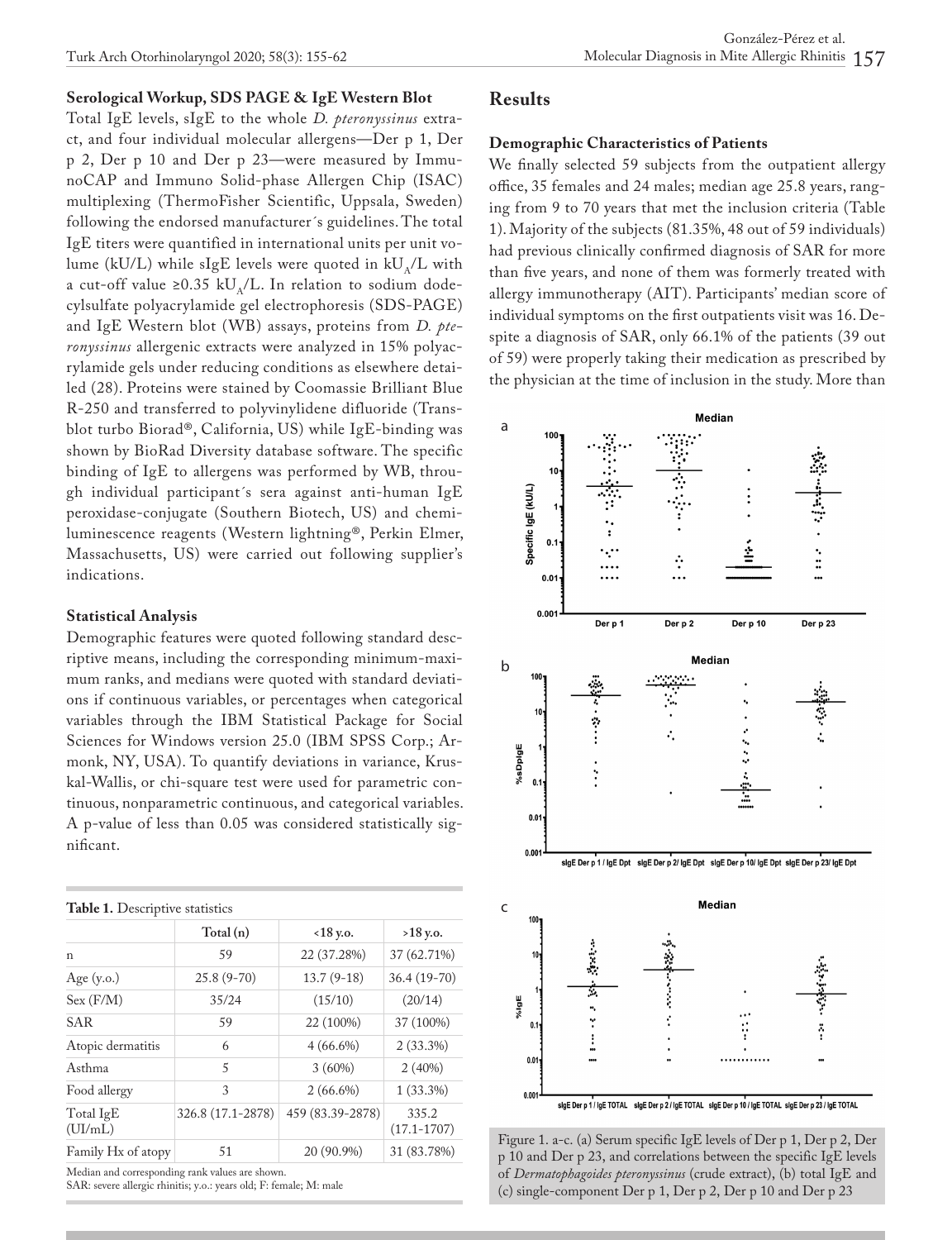### Serological Workup, SDS PAGE & IgE Western Blot

Total IgE levels, sIgE to the whole *D. pteronyssinus* extract, and four individual molecular allergens—Der p 1, Der p 2, Der p 10 and Der p 23—were measured by ImmunoCAP and Immuno Solid-phase Allergen Chip (ISAC) multiplexing (ThermoFisher Scientific, Uppsala, Sweden) following the endorsed manufacturer´s guidelines. The total IgE titers were quantified in international units per unit volume (kU/L) while sIgE levels were quoted in $kU_A/L$ with a cut-off value ≥0.35 $kU_A/L$. In relation to sodium dodecylsulfate polyacrylamide gel electrophoresis (SDS-PAGE) and IgE Western blot (WB) assays, proteins from *D. pteronyssinus* allergenic extracts were analyzed in 15% polyacrylamide gels under reducing conditions as elsewhere detailed (28). Proteins were stained by Coomassie Brilliant Blue R-250 and transferred to polyvinylidene difluoride (Trans-blot turbo Biorad®, California, US) while IgE-binding was shown by BioRad Diversity database software. The specific binding of IgE to allergens was performed by WB, through individual participant´s sera against anti-human IgE peroxidase-conjugate (Southern Biotech, US) and chemiluminescence reagents (Western lightning®, Perkin Elmer, Massachusetts, US) were carried out following supplier's indications.

### Statistical Analysis

Demographic features were quoted following standard descriptive means, including the corresponding minimum-maximum ranks, and medians were quoted with standard deviations if continuous variables, or percentages when categorical variables through the IBM Statistical Package for Social Sciences for Windows version 25.0 (IBM SPSS Corp.; Armonk, NY, USA). To quantify deviations in variance, Kruskal-Wallis, or chi-square test were used for parametric continuous, nonparametric continuous, and categorical variables. A p-value of less than 0.05 was considered statistically significant.

**Table 1.** Descriptive statistics

| | Total (n) | <18 y.o. | >18 y.o. |
|---|---|---|---|
| n | 59 | 22 (37.28%) | 37 (62.71%) |
| Age (y.o.) | 25.8 (9-70) | 13.7 (9-18) | 36.4 (19-70) |
| Sex (F/M) | 35/24 | (15/10) | (20/14) |
| SAR | 59 | 22 (100%) | 37 (100%) |
| Atopic dermatitis | 6 | 4 (66.6%) | 2 (33.3%) |
| Asthma | 5 | 3 (60%) | 2 (40%) |
| Food allergy | 3 | 2 (66.6%) | 1 (33.3%) |
| Total IgE (UI/mL) | 326.8 (17.1-2878) | 459 (83.39-2878) | 335.2 (17.1-1707) |
| Family Hx of atopy | 51 | 20 (90.9%) | 31 (83.78%) |

Median and corresponding rank values are shown.
SAR: severe allergic rhinitis; y.o.: years old; F: female; M: male

## Results

### Demographic Characteristics of Patients

We finally selected 59 subjects from the outpatient allergy office, 35 females and 24 males; median age 25.8 years, ranging from 9 to 70 years that met the inclusion criteria (Table 1). Majority of the subjects (81.35%, 48 out of 59 individuals) had previous clinically confirmed diagnosis of SAR for more than five years, and none of them was formerly treated with allergy immunotherapy (AIT). Participants' median score of individual symptoms on the first outpatients visit was 16. Despite a diagnosis of SAR, only 66.1% of the patients (39 out of 59) were properly taking their medication as prescribed by the physician at the time of inclusion in the study. More than

Figure 1. a-c. (a) Serum specific IgE levels of Der p 1, Der p 2, Der p 10 and Der p 23, and correlations between the specific IgE levels of *Dermatophagoides pteronyssinus* (crude extract), (b) total IgE and (c) single-component Der p 1, Der p 2, Der p 10 and Der p 23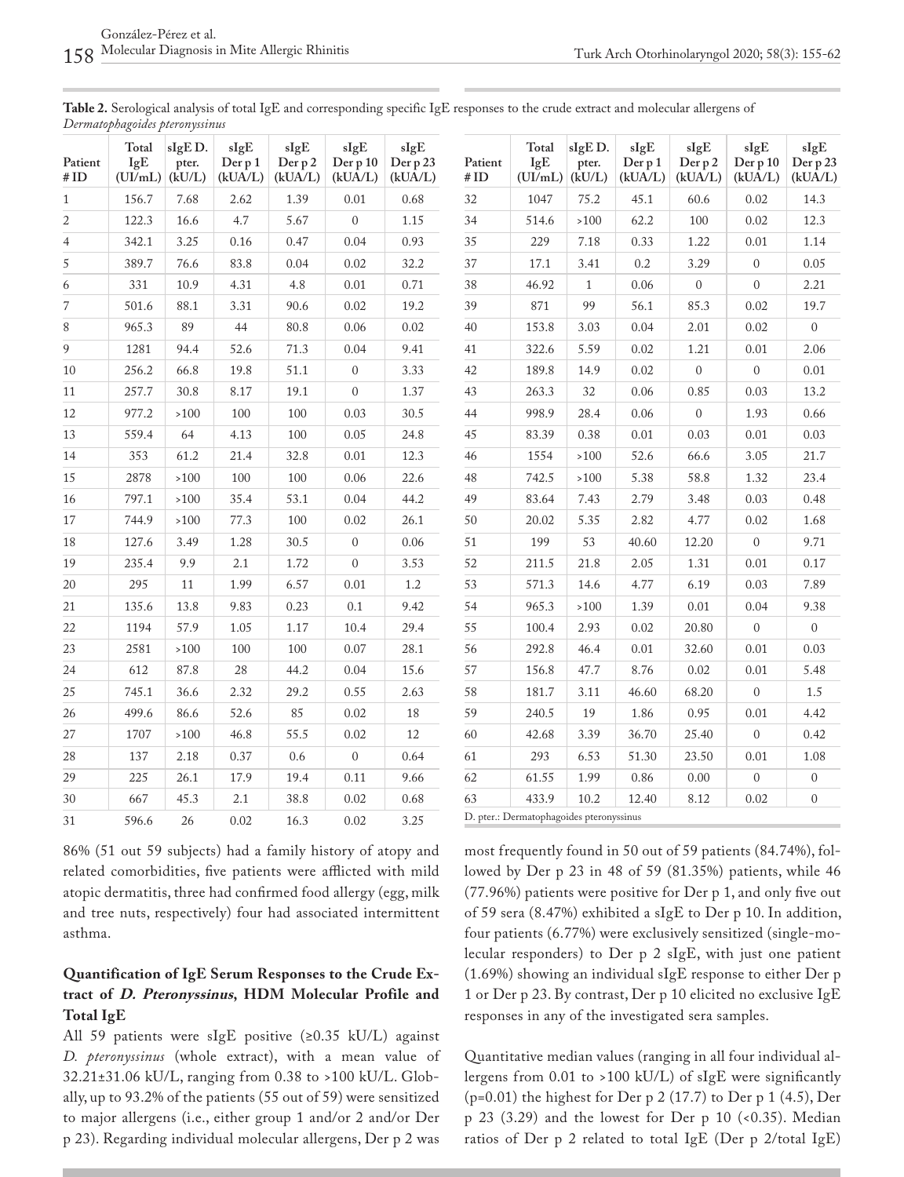**Table 2.** Serological analysis of total IgE and corresponding specific IgE responses to the crude extract and molecular allergens of *Dermatophagoides pteronyssinus*

| Patient # ID | Total IgE (UI/mL) | sIgE D. pter. (kU/L) | sIgE Der p 1 (kUA/L) | sIgE Der p 2 (kUA/L) | sIgE Der p 10 (kUA/L) | sIgE Der p 23 (kUA/L) |
|---|---|---|---|---|---|---|
| 1 | 156.7 | 7.68 | 2.62 | 1.39 | 0.01 | 0.68 |
| 2 | 122.3 | 16.6 | 4.7 | 5.67 | 0 | 1.15 |
| 4 | 342.1 | 3.25 | 0.16 | 0.47 | 0.04 | 0.93 |
| 5 | 389.7 | 76.6 | 83.8 | 0.04 | 0.02 | 32.2 |
| 6 | 331 | 10.9 | 4.31 | 4.8 | 0.01 | 0.71 |
| 7 | 501.6 | 88.1 | 3.31 | 90.6 | 0.02 | 19.2 |
| 8 | 965.3 | 89 | 44 | 80.8 | 0.06 | 0.02 |
| 9 | 1281 | 94.4 | 52.6 | 71.3 | 0.04 | 9.41 |
| 10 | 256.2 | 66.8 | 19.8 | 51.1 | 0 | 3.33 |
| 11 | 257.7 | 30.8 | 8.17 | 19.1 | 0 | 1.37 |
| 12 | 977.2 | >100 | 100 | 100 | 0.03 | 30.5 |
| 13 | 559.4 | 64 | 4.13 | 100 | 0.05 | 24.8 |
| 14 | 353 | 61.2 | 21.4 | 32.8 | 0.01 | 12.3 |
| 15 | 2878 | >100 | 100 | 100 | 0.06 | 22.6 |
| 16 | 797.1 | >100 | 35.4 | 53.1 | 0.04 | 44.2 |
| 17 | 744.9 | >100 | 77.3 | 100 | 0.02 | 26.1 |
| 18 | 127.6 | 3.49 | 1.28 | 30.5 | 0 | 0.06 |
| 19 | 235.4 | 9.9 | 2.1 | 1.72 | 0 | 3.53 |
| 20 | 295 | 11 | 1.99 | 6.57 | 0.01 | 1.2 |
| 21 | 135.6 | 13.8 | 9.83 | 0.23 | 0.1 | 9.42 |
| 22 | 1194 | 57.9 | 1.05 | 1.17 | 10.4 | 29.4 |
| 23 | 2581 | >100 | 100 | 100 | 0.07 | 28.1 |
| 24 | 612 | 87.8 | 28 | 44.2 | 0.04 | 15.6 |
| 25 | 745.1 | 36.6 | 2.32 | 29.2 | 0.55 | 2.63 |
| 26 | 499.6 | 86.6 | 52.6 | 85 | 0.02 | 18 |
| 27 | 1707 | >100 | 46.8 | 55.5 | 0.02 | 12 |
| 28 | 137 | 2.18 | 0.37 | 0.6 | 0 | 0.64 |
| 29 | 225 | 26.1 | 17.9 | 19.4 | 0.11 | 9.66 |
| 30 | 667 | 45.3 | 2.1 | 38.8 | 0.02 | 0.68 |
| 31 | 596.6 | 26 | 0.02 | 16.3 | 0.02 | 3.25 |
| 32 | 1047 | 75.2 | 45.1 | 60.6 | 0.02 | 14.3 |
| 34 | 514.6 | >100 | 62.2 | 100 | 0.02 | 12.3 |
| 35 | 229 | 7.18 | 0.33 | 1.22 | 0.01 | 1.14 |
| 37 | 17.1 | 3.41 | 0.2 | 3.29 | 0 | 0.05 |
| 38 | 46.92 | 1 | 0.06 | 0 | 0 | 2.21 |
| 39 | 871 | 99 | 56.1 | 85.3 | 0.02 | 19.7 |
| 40 | 153.8 | 3.03 | 0.04 | 2.01 | 0.02 | 0 |
| 41 | 322.6 | 5.59 | 0.02 | 1.21 | 0.01 | 2.06 |
| 42 | 189.8 | 14.9 | 0.02 | 0 | 0 | 0.01 |
| 43 | 263.3 | 32 | 0.06 | 0.85 | 0.03 | 13.2 |
| 44 | 998.9 | 28.4 | 0.06 | 0 | 1.93 | 0.66 |
| 45 | 83.39 | 0.38 | 0.01 | 0.03 | 0.01 | 0.03 |
| 46 | 1554 | >100 | 52.6 | 66.6 | 3.05 | 21.7 |
| 48 | 742.5 | >100 | 5.38 | 58.8 | 1.32 | 23.4 |
| 49 | 83.64 | 7.43 | 2.79 | 3.48 | 0.03 | 0.48 |
| 50 | 20.02 | 5.35 | 2.82 | 4.77 | 0.02 | 1.68 |
| 51 | 199 | 53 | 40.60 | 12.20 | 0 | 9.71 |
| 52 | 211.5 | 21.8 | 2.05 | 1.31 | 0.01 | 0.17 |
| 53 | 571.3 | 14.6 | 4.77 | 6.19 | 0.03 | 7.89 |
| 54 | 965.3 | >100 | 1.39 | 0.01 | 0.04 | 9.38 |
| 55 | 100.4 | 2.93 | 0.02 | 20.80 | 0 | 0 |
| 56 | 292.8 | 46.4 | 0.01 | 32.60 | 0.01 | 0.03 |
| 57 | 156.8 | 47.7 | 8.76 | 0.02 | 0.01 | 5.48 |
| 58 | 181.7 | 3.11 | 46.60 | 68.20 | 0 | 1.5 |
| 59 | 240.5 | 19 | 1.86 | 0.95 | 0.01 | 4.42 |
| 60 | 42.68 | 3.39 | 36.70 | 25.40 | 0 | 0.42 |
| 61 | 293 | 6.53 | 51.30 | 23.50 | 0.01 | 1.08 |
| 62 | 61.55 | 1.99 | 0.86 | 0.00 | 0 | 0 |
| 63 | 433.9 | 10.2 | 12.40 | 8.12 | 0.02 | 0 |

D. pter.: Dermatophagoides pteronyssinus

86% (51 out 59 subjects) had a family history of atopy and related comorbidities, five patients were afflicted with mild atopic dermatitis, three had confirmed food allergy (egg, milk and tree nuts, respectively) four had associated intermittent asthma.

### Quantification of IgE Serum Responses to the Crude Extract of *D. Pteronyssinus*, HDM Molecular Profile and Total IgE

All 59 patients were sIgE positive (≥0.35 kU/L) against *D. pteronyssinus* (whole extract), with a mean value of 32.21±31.06 kU/L, ranging from 0.38 to >100 kU/L. Globally, up to 93.2% of the patients (55 out of 59) were sensitized to major allergens (i.e., either group 1 and/or 2 and/or Der p 23). Regarding individual molecular allergens, Der p 2 was most frequently found in 50 out of 59 patients (84.74%), followed by Der p 23 in 48 of 59 (81.35%) patients, while 46 (77.96%) patients were positive for Der p 1, and only five out of 59 sera (8.47%) exhibited a sIgE to Der p 10. In addition, four patients (6.77%) were exclusively sensitized (single-molecular responders) to Der p 2 sIgE, with just one patient (1.69%) showing an individual sIgE response to either Der p 1 or Der p 23. By contrast, Der p 10 elicited no exclusive IgE responses in any of the investigated sera samples.

Quantitative median values (ranging in all four individual allergens from 0.01 to >100 kU/L) of sIgE were significantly (p=0.01) the highest for Der p 2 (17.7) to Der p 1 (4.5), Der p 23 (3.29) and the lowest for Der p 10 (<0.35). Median ratios of Der p 2 related to total IgE (Der p 2/total IgE)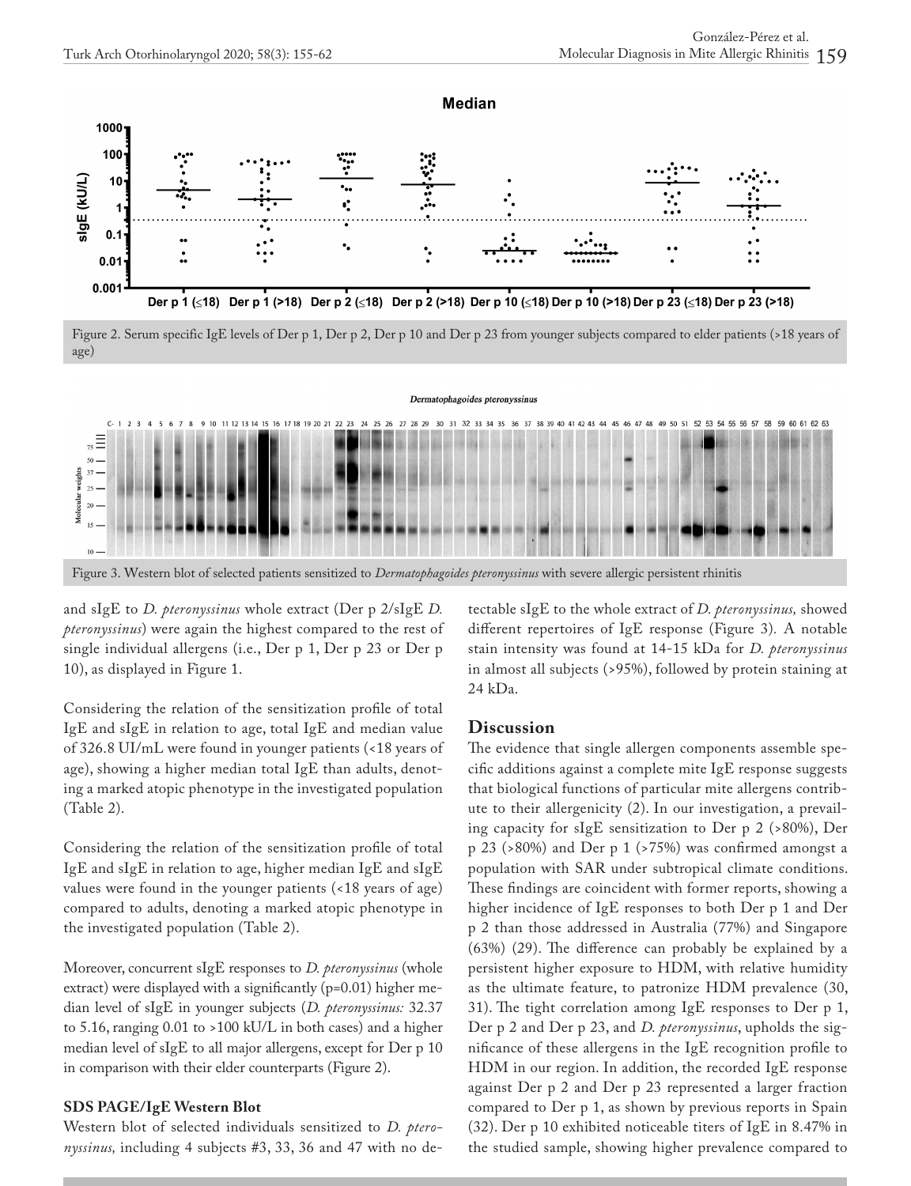Figure 2. Serum specific IgE levels of Der p 1, Der p 2, Der p 10 and Der p 23 from younger subjects compared to elder patients (>18 years of age)

Figure 3. Western blot of selected patients sensitized to *Dermatophagoides pteronyssinus* with severe allergic persistent rhinitis

and sIgE to *D. pteronyssinus* whole extract (Der p 2/sIgE *D. pteronyssinus*) were again the highest compared to the rest of single individual allergens (i.e., Der p 1, Der p 23 or Der p 10), as displayed in Figure 1.

Considering the relation of the sensitization profile of total IgE and sIgE in relation to age, total IgE and median value of 326.8 UI/mL were found in younger patients (<18 years of age), showing a higher median total IgE than adults, denoting a marked atopic phenotype in the investigated population (Table 2).

Considering the relation of the sensitization profile of total IgE and sIgE in relation to age, higher median IgE and sIgE values were found in the younger patients (<18 years of age) compared to adults, denoting a marked atopic phenotype in the investigated population (Table 2).

Moreover, concurrent sIgE responses to *D. pteronyssinus* (whole extract) were displayed with a significantly (p=0.01) higher median level of sIgE in younger subjects (*D. pteronyssinus:* 32.37 to 5.16, ranging 0.01 to >100 kU/L in both cases) and a higher median level of sIgE to all major allergens, except for Der p 10 in comparison with their elder counterparts (Figure 2).

### SDS PAGE/IgE Western Blot

Western blot of selected individuals sensitized to *D. pteronyssinus,* including 4 subjects #3, 33, 36 and 47 with no detectable sIgE to the whole extract of *D. pteronyssinus,* showed different repertoires of IgE response (Figure 3). A notable stain intensity was found at 14-15 kDa for *D. pteronyssinus* in almost all subjects (>95%), followed by protein staining at 24 kDa.

## Discussion

The evidence that single allergen components assemble specific additions against a complete mite IgE response suggests that biological functions of particular mite allergens contribute to their allergenicity (2). In our investigation, a prevailing capacity for sIgE sensitization to Der p 2 (>80%), Der p 23 (>80%) and Der p 1 (>75%) was confirmed amongst a population with SAR under subtropical climate conditions. These findings are coincident with former reports, showing a higher incidence of IgE responses to both Der p 1 and Der p 2 than those addressed in Australia (77%) and Singapore (63%) (29). The difference can probably be explained by a persistent higher exposure to HDM, with relative humidity as the ultimate feature, to patronize HDM prevalence (30, 31). The tight correlation among IgE responses to Der p 1, Der p 2 and Der p 23, and *D. pteronyssinus*, upholds the significance of these allergens in the IgE recognition profile to HDM in our region. In addition, the recorded IgE response against Der p 2 and Der p 23 represented a larger fraction compared to Der p 1, as shown by previous reports in Spain (32). Der p 10 exhibited noticeable titers of IgE in 8.47% in the studied sample, showing higher prevalence compared to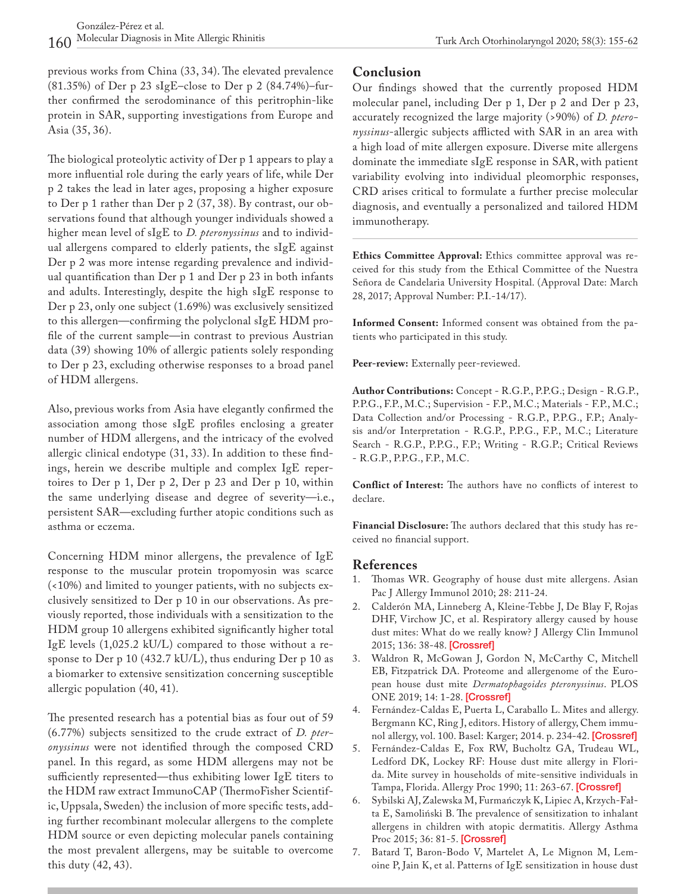previous works from China (33, 34). The elevated prevalence (81.35%) of Der p 23 sIgE–close to Der p 2 (84.74%)–further confirmed the serodominance of this peritrophin-like protein in SAR, supporting investigations from Europe and Asia (35, 36).

The biological proteolytic activity of Der p 1 appears to play a more influential role during the early years of life, while Der p 2 takes the lead in later ages, proposing a higher exposure to Der p 1 rather than Der p 2 (37, 38). By contrast, our observations found that although younger individuals showed a higher mean level of sIgE to *D. pteronyssinus* and to individual allergens compared to elderly patients, the sIgE against Der p 2 was more intense regarding prevalence and individual quantification than Der p 1 and Der p 23 in both infants and adults. Interestingly, despite the high sIgE response to Der p 23, only one subject (1.69%) was exclusively sensitized to this allergen—confirming the polyclonal sIgE HDM profile of the current sample—in contrast to previous Austrian data (39) showing 10% of allergic patients solely responding to Der p 23, excluding otherwise responses to a broad panel of HDM allergens.

Also, previous works from Asia have elegantly confirmed the association among those sIgE profiles enclosing a greater number of HDM allergens, and the intricacy of the evolved allergic clinical endotype (31, 33). In addition to these findings, herein we describe multiple and complex IgE repertoires to Der p 1, Der p 2, Der p 23 and Der p 10, within the same underlying disease and degree of severity—i.e., persistent SAR—excluding further atopic conditions such as asthma or eczema.

Concerning HDM minor allergens, the prevalence of IgE response to the muscular protein tropomyosin was scarce (<10%) and limited to younger patients, with no subjects exclusively sensitized to Der p 10 in our observations. As previously reported, those individuals with a sensitization to the HDM group 10 allergens exhibited significantly higher total IgE levels (1,025.2 kU/L) compared to those without a response to Der p 10 (432.7 kU/L), thus enduring Der p 10 as a biomarker to extensive sensitization concerning susceptible allergic population (40, 41).

The presented research has a potential bias as four out of 59 (6.77%) subjects sensitized to the crude extract of *D. pteronyssinus* were not identified through the composed CRD panel. In this regard, as some HDM allergens may not be sufficiently represented—thus exhibiting lower IgE titers to the HDM raw extract ImmunoCAP (ThermoFisher Scientific, Uppsala, Sweden) the inclusion of more specific tests, adding further recombinant molecular allergens to the complete HDM source or even depicting molecular panels containing the most prevalent allergens, may be suitable to overcome this duty (42, 43).

## Conclusion

Our findings showed that the currently proposed HDM molecular panel, including Der p 1, Der p 2 and Der p 23, accurately recognized the large majority (>90%) of *D. pteronyssinus*-allergic subjects afflicted with SAR in an area with a high load of mite allergen exposure. Diverse mite allergens dominate the immediate sIgE response in SAR, with patient variability evolving into individual pleomorphic responses, CRD arises critical to formulate a further precise molecular diagnosis, and eventually a personalized and tailored HDM immunotherapy.

**Ethics Committee Approval:** Ethics committee approval was received for this study from the Ethical Committee of the Nuestra Señora de Candelaria University Hospital. (Approval Date: March 28, 2017; Approval Number: P.I.-14/17).

**Informed Consent:** Informed consent was obtained from the patients who participated in this study.

**Peer-review:** Externally peer-reviewed.

**Author Contributions:** Concept - R.G.P., P.P.G.; Design - R.G.P., P.P.G., F.P., M.C.; Supervision - F.P., M.C.; Materials - F.P., M.C.; Data Collection and/or Processing - R.G.P., P.P.G., F.P.; Analysis and/or Interpretation - R.G.P., P.P.G., F.P., M.C.; Literature Search - R.G.P., P.P.G., F.P.; Writing - R.G.P.; Critical Reviews - R.G.P., P.P.G., F.P., M.C.

**Conflict of Interest:** The authors have no conflicts of interest to declare.

**Financial Disclosure:** The authors declared that this study has received no financial support.

## References

1. Thomas WR. Geography of house dust mite allergens. Asian Pac J Allergy Immunol 2010; 28: 211-24.
2. Calderón MA, Linneberg A, Kleine-Tebbe J, De Blay F, Rojas DHF, Virchow JC, et al. Respiratory allergy caused by house dust mites: What do we really know? J Allergy Clin Immunol 2015; 136: 38-48. [Crossref]
3. Waldron R, McGowan J, Gordon N, McCarthy C, Mitchell EB, Fitzpatrick DA. Proteome and allergenome of the European house dust mite *Dermatophagoides pteronyssinus*. PLOS ONE 2019; 14: 1-28. [Crossref]
4. Fernández-Caldas E, Puerta L, Caraballo L. Mites and allergy. Bergmann KC, Ring J, editors. History of allergy, Chem immunol allergy, vol. 100. Basel: Karger; 2014. p. 234-42. [Crossref]
5. Fernández-Caldas E, Fox RW, Bucholtz GA, Trudeau WL, Ledford DK, Lockey RF: House dust mite allergy in Florida. Mite survey in households of mite-sensitive individuals in Tampa, Florida. Allergy Proc 1990; 11: 263-67. [Crossref]
6. Sybilski AJ, Zalewska M, Furmańczyk K, Lipiec A, Krzych-Fałta E, Samoliński B. The prevalence of sensitization to inhalant allergens in children with atopic dermatitis. Allergy Asthma Proc 2015; 36: 81-5. [Crossref]
7. Batard T, Baron-Bodo V, Martelet A, Le Mignon M, Lemoine P, Jain K, et al. Patterns of IgE sensitization in house dust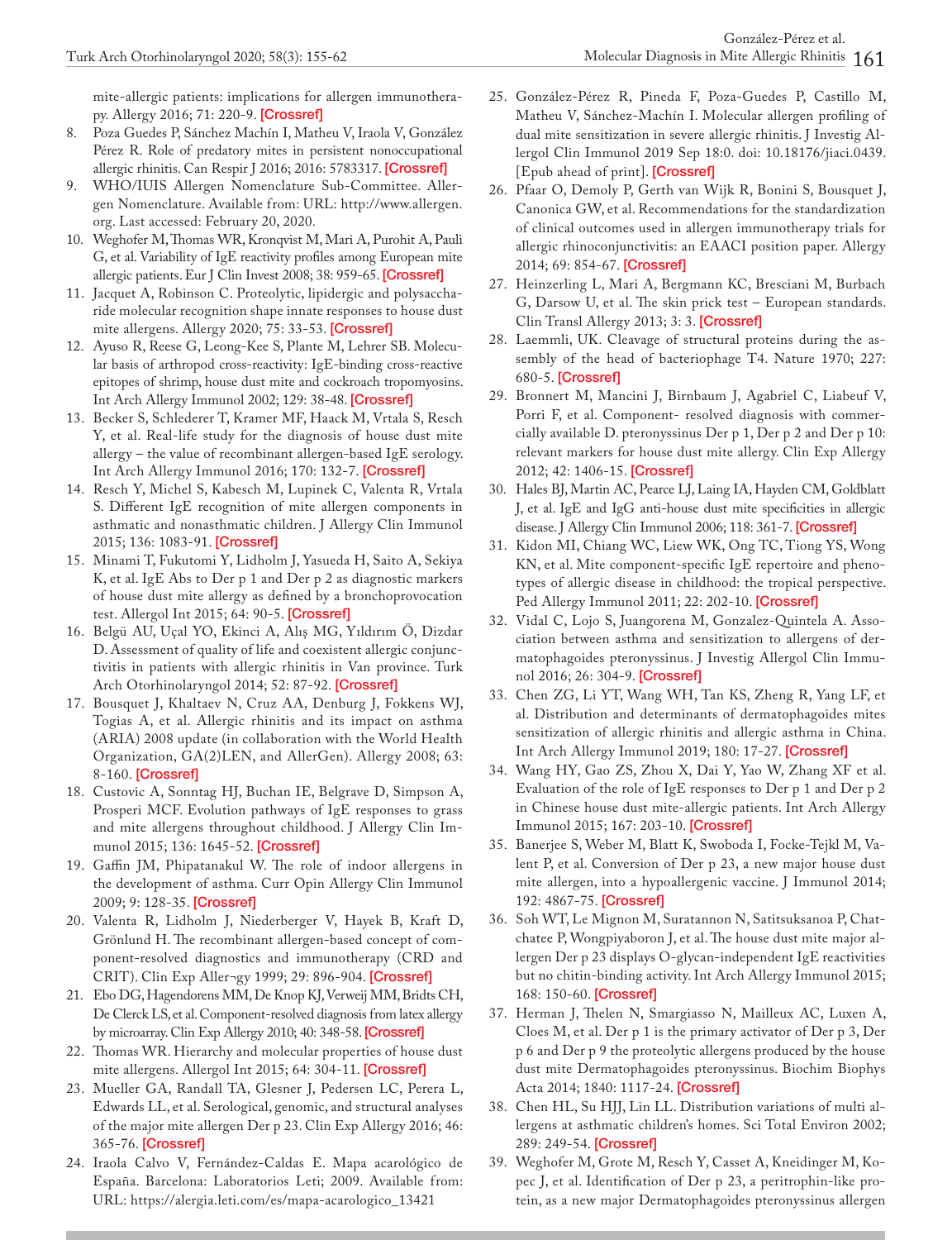mite-allergic patients: implications for allergen immunotherapy. Allergy 2016; 71: 220-9. [Crossref]

8. Poza Guedes P, Sánchez Machín I, Matheu V, Iraola V, González Pérez R. Role of predatory mites in persistent nonoccupational allergic rhinitis. Can Respir J 2016; 2016: 5783317. [Crossref]
9. WHO/IUIS Allergen Nomenclature Sub-Committee. Allergen Nomenclature. Available from: URL: http://www.allergen.org. Last accessed: February 20, 2020.
10. Weghofer M, Thomas WR, Kronqvist M, Mari A, Purohit A, Pauli G, et al. Variability of IgE reactivity profiles among European mite allergic patients. Eur J Clin Invest 2008; 38: 959-65. [Crossref]
11. Jacquet A, Robinson C. Proteolytic, lipidergic and polysaccharide molecular recognition shape innate responses to house dust mite allergens. Allergy 2020; 75: 33-53. [Crossref]
12. Ayuso R, Reese G, Leong-Kee S, Plante M, Lehrer SB. Molecular basis of arthropod cross-reactivity: IgE-binding cross-reactive epitopes of shrimp, house dust mite and cockroach tropomyosins. Int Arch Allergy Immunol 2002; 129: 38-48. [Crossref]
13. Becker S, Schlederer T, Kramer MF, Haack M, Vrtala S, Resch Y, et al. Real-life study for the diagnosis of house dust mite allergy – the value of recombinant allergen-based IgE serology. Int Arch Allergy Immunol 2016; 170: 132-7. [Crossref]
14. Resch Y, Michel S, Kabesch M, Lupinek C, Valenta R, Vrtala S. Different IgE recognition of mite allergen components in asthmatic and nonasthmatic children. J Allergy Clin Immunol 2015; 136: 1083-91. [Crossref]
15. Minami T, Fukutomi Y, Lidholm J, Yasueda H, Saito A, Sekiya K, et al. IgE Abs to Der p 1 and Der p 2 as diagnostic markers of house dust mite allergy as defined by a bronchoprovocation test. Allergol Int 2015; 64: 90-5. [Crossref]
16. Belgü AU, Uçal YO, Ekinci A, Alış MG, Yıldırım Ö, Dizdar D. Assessment of quality of life and coexistent allergic conjunctivitis in patients with allergic rhinitis in Van province. Turk Arch Otorhinolaryngol 2014; 52: 87-92. [Crossref]
17. Bousquet J, Khaltaev N, Cruz AA, Denburg J, Fokkens WJ, Togias A, et al. Allergic rhinitis and its impact on asthma (ARIA) 2008 update (in collaboration with the World Health Organization, GA(2)LEN, and AllerGen). Allergy 2008; 63: 8-160. [Crossref]
18. Custovic A, Sonntag HJ, Buchan IE, Belgrave D, Simpson A, Prosperi MCF. Evolution pathways of IgE responses to grass and mite allergens throughout childhood. J Allergy Clin Immunol 2015; 136: 1645-52. [Crossref]
19. Gaffin JM, Phipatanakul W. The role of indoor allergens in the development of asthma. Curr Opin Allergy Clin Immunol 2009; 9: 128-35. [Crossref]
20. Valenta R, Lidholm J, Niederberger V, Hayek B, Kraft D, Grönlund H. The recombinant allergen-based concept of component-resolved diagnostics and immunotherapy (CRD and CRIT). Clin Exp Aller¬gy 1999; 29: 896-904. [Crossref]
21. Ebo DG, Hagendorens MM, De Knop KJ, Verweij MM, Bridts CH, De Clerck LS, et al. Component-resolved diagnosis from latex allergy by microarray. Clin Exp Allergy 2010; 40: 348-58. [Crossref]
22. Thomas WR. Hierarchy and molecular properties of house dust mite allergens. Allergol Int 2015; 64: 304-11. [Crossref]
23. Mueller GA, Randall TA, Glesner J, Pedersen LC, Perera L, Edwards LL, et al. Serological, genomic, and structural analyses of the major mite allergen Der p 23. Clin Exp Allergy 2016; 46: 365-76. [Crossref]
24. Iraola Calvo V, Fernández-Caldas E. Mapa acarológico de España. Barcelona: Laboratorios Leti; 2009. Available from: URL: https://alergia.leti.com/es/mapa-acarologico_13421
25. González-Pérez R, Pineda F, Poza-Guedes P, Castillo M, Matheu V, Sánchez-Machín I. Molecular allergen profiling of dual mite sensitization in severe allergic rhinitis. J Investig Allergol Clin Immunol 2019 Sep 18:0. doi: 10.18176/jiaci.0439. [Epub ahead of print]. [Crossref]
26. Pfaar O, Demoly P, Gerth van Wijk R, Bonini S, Bousquet J, Canonica GW, et al. Recommendations for the standardization of clinical outcomes used in allergen immunotherapy trials for allergic rhinoconjunctivitis: an EAACI position paper. Allergy 2014; 69: 854-67. [Crossref]
27. Heinzerling L, Mari A, Bergmann KC, Bresciani M, Burbach G, Darsow U, et al. The skin prick test – European standards. Clin Transl Allergy 2013; 3: 3. [Crossref]
28. Laemmli, UK. Cleavage of structural proteins during the assembly of the head of bacteriophage T4. Nature 1970; 227: 680-5. [Crossref]
29. Bronnert M, Mancini J, Birnbaum J, Agabriel C, Liabeuf V, Porri F, et al. Component- resolved diagnosis with commercially available D. pteronyssinus Der p 1, Der p 2 and Der p 10: relevant markers for house dust mite allergy. Clin Exp Allergy 2012; 42: 1406-15. [Crossref]
30. Hales BJ, Martin AC, Pearce LJ, Laing IA, Hayden CM, Goldblatt J, et al. IgE and IgG anti-house dust mite specificities in allergic disease. J Allergy Clin Immunol 2006; 118: 361-7. [Crossref]
31. Kidon MI, Chiang WC, Liew WK, Ong TC, Tiong YS, Wong KN, et al. Mite component-specific IgE repertoire and phenotypes of allergic disease in childhood: the tropical perspective. Ped Allergy Immunol 2011; 22: 202-10. [Crossref]
32. Vidal C, Lojo S, Juangorena M, Gonzalez-Quintela A. Association between asthma and sensitization to allergens of dermatophagoides pteronyssinus. J Investig Allergol Clin Immunol 2016; 26: 304-9. [Crossref]
33. Chen ZG, Li YT, Wang WH, Tan KS, Zheng R, Yang LF, et al. Distribution and determinants of dermatophagoides mites sensitization of allergic rhinitis and allergic asthma in China. Int Arch Allergy Immunol 2019; 180: 17-27. [Crossref]
34. Wang HY, Gao ZS, Zhou X, Dai Y, Yao W, Zhang XF et al. Evaluation of the role of IgE responses to Der p 1 and Der p 2 in Chinese house dust mite-allergic patients. Int Arch Allergy Immunol 2015; 167: 203-10. [Crossref]
35. Banerjee S, Weber M, Blatt K, Swoboda I, Focke-Tejkl M, Valent P, et al. Conversion of Der p 23, a new major house dust mite allergen, into a hypoallergenic vaccine. J Immunol 2014; 192: 4867-75. [Crossref]
36. Soh WT, Le Mignon M, Suratannon N, Satitsuksanoa P, Chatchatee P, Wongpiyaboron J, et al. The house dust mite major allergen Der p 23 displays O-glycan-independent IgE reactivities but no chitin-binding activity. Int Arch Allergy Immunol 2015; 168: 150-60. [Crossref]
37. Herman J, Thelen N, Smargiasso N, Mailleux AC, Luxen A, Cloes M, et al. Der p 1 is the primary activator of Der p 3, Der p 6 and Der p 9 the proteolytic allergens produced by the house dust mite Dermatophagoides pteronyssinus. Biochim Biophys Acta 2014; 1840: 1117-24. [Crossref]
38. Chen HL, Su HJJ, Lin LL. Distribution variations of multi allergens at asthmatic children's homes. Sci Total Environ 2002; 289: 249-54. [Crossref]
39. Weghofer M, Grote M, Resch Y, Casset A, Kneidinger M, Kopec J, et al. Identification of Der p 23, a peritrophin-like protein, as a new major Dermatophagoides pteronyssinus allergen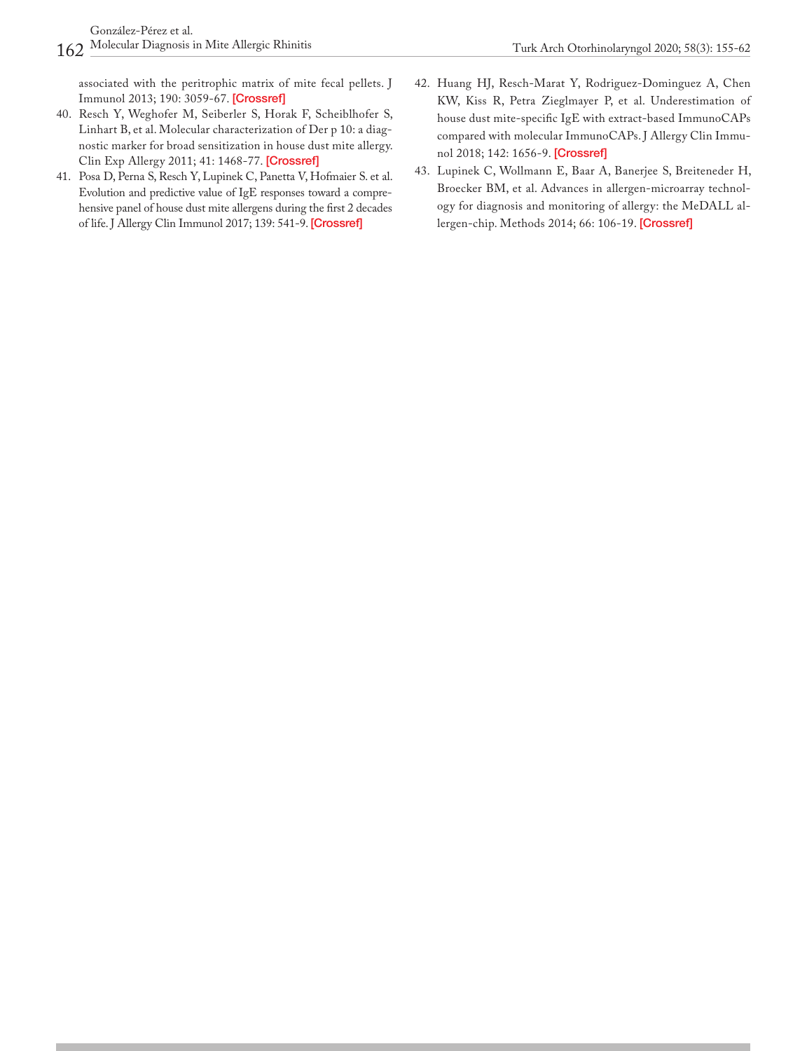associated with the peritrophic matrix of mite fecal pellets. J Immunol 2013; 190: 3059-67. [Crossref]

40. Resch Y, Weghofer M, Seiberler S, Horak F, Scheiblhofer S, Linhart B, et al. Molecular characterization of Der p 10: a diagnostic marker for broad sensitization in house dust mite allergy. Clin Exp Allergy 2011; 41: 1468-77. [Crossref]
41. Posa D, Perna S, Resch Y, Lupinek C, Panetta V, Hofmaier S. et al. Evolution and predictive value of IgE responses toward a comprehensive panel of house dust mite allergens during the first 2 decades of life. J Allergy Clin Immunol 2017; 139: 541-9. [Crossref]
42. Huang HJ, Resch-Marat Y, Rodriguez-Dominguez A, Chen KW, Kiss R, Petra Zieglmayer P, et al. Underestimation of house dust mite-specific IgE with extract-based ImmunoCAPs compared with molecular ImmunoCAPs. J Allergy Clin Immunol 2018; 142: 1656-9. [Crossref]
43. Lupinek C, Wollmann E, Baar A, Banerjee S, Breiteneder H, Broecker BM, et al. Advances in allergen-microarray technology for diagnosis and monitoring of allergy: the MeDALL allergen-chip. Methods 2014; 66: 106-19. [Crossref]